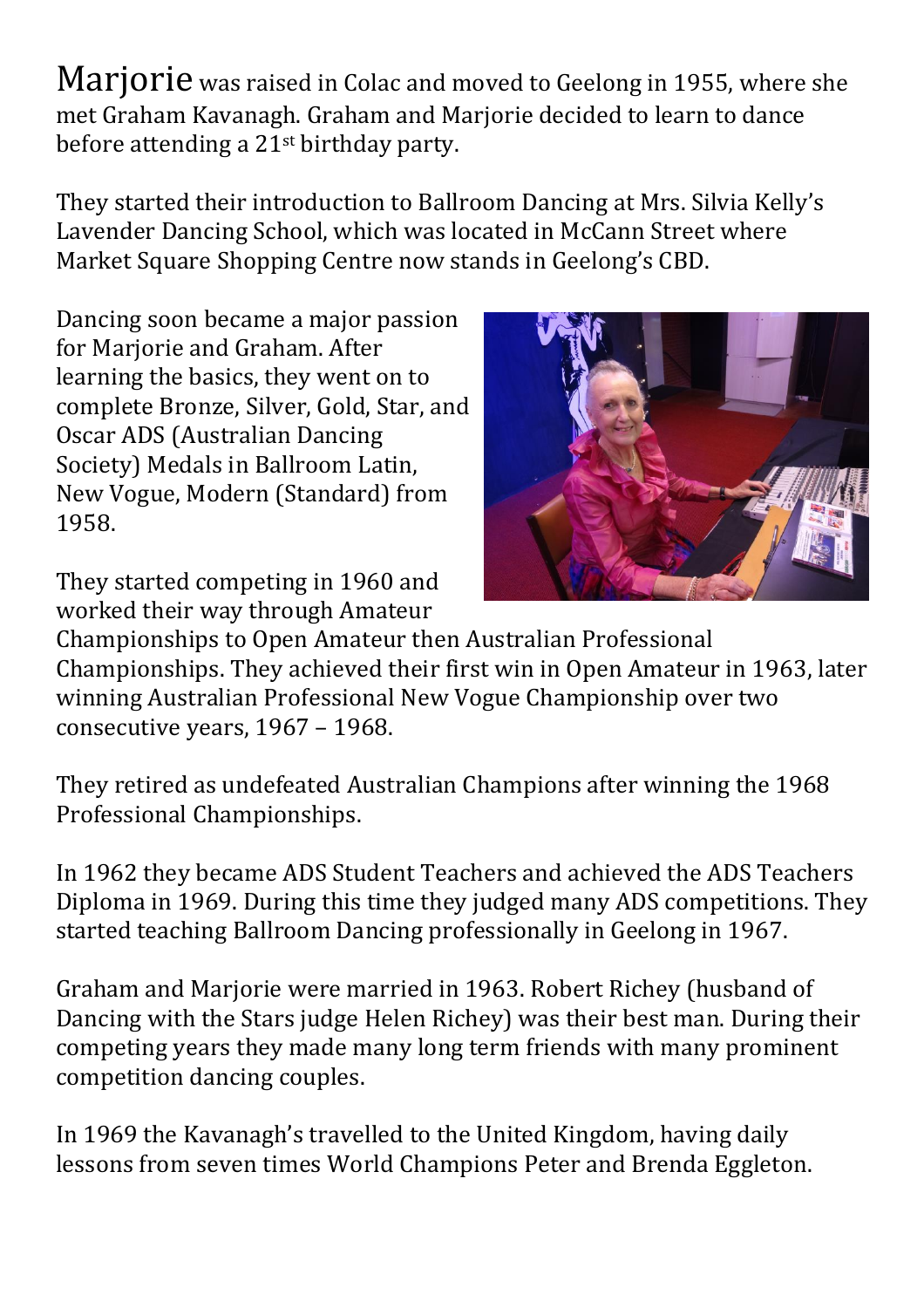Marjorie was raised in Colac and moved to Geelong in 1955, where she met Graham Kavanagh. Graham and Marjorie decided to learn to dance before attending a 21st birthday party.

They started their introduction to Ballroom Dancing at Mrs. Silvia Kelly's Lavender Dancing School, which was located in McCann Street where Market Square Shopping Centre now stands in Geelong's CBD.

Dancing soon became a major passion for Marjorie and Graham. After learning the basics, they went on to complete Bronze, Silver, Gold, Star, and Oscar ADS (Australian Dancing Society) Medals in Ballroom Latin, New Vogue, Modern (Standard) from 1958.

They started competing in 1960 and worked their way through Amateur Championships to Open Amateur then Australian Professional Championships. They achieved their first win in Open Amateur in 1963, later winning Australian Professional New Vogue Championship over two consecutive years, 1967 – 1968.

They retired as undefeated Australian Champions after winning the 1968 Professional Championships.

In 1962 they became ADS Student Teachers and achieved the ADS Teachers Diploma in 1969. During this time they judged many ADS competitions. They started teaching Ballroom Dancing professionally in Geelong in 1967.

Graham and Marjorie were married in 1963. Robert Richey (husband of Dancing with the Stars judge Helen Richey) was their best man. During their competing years they made many long term friends with many prominent competition dancing couples.

In 1969 the Kavanagh's travelled to the United Kingdom, having daily lessons from seven times World Champions Peter and Brenda Eggleton.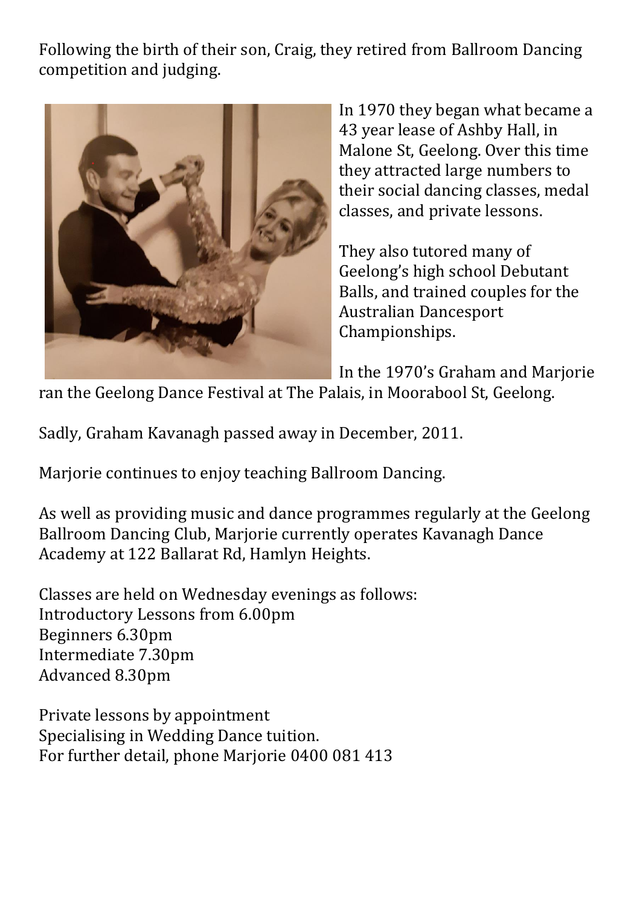Following the birth of their son, Craig, they retired from Ballroom Dancing competition and judging.

In 1970 they began what became a 43 year lease of Ashby Hall, in Malone St, Geelong. Over this time they attracted large numbers to their social dancing classes, medal classes, and private lessons.

They also tutored many of Geelong's high school Debutant Balls, and trained couples for the Australian Dancesport Championships.

In the 1970's Graham and Marjorie ran the Geelong Dance Festival at The Palais, in Moorabool St, Geelong.

Sadly, Graham Kavanagh passed away in December, 2011.

Marjorie continues to enjoy teaching Ballroom Dancing.

As well as providing music and dance programmes regularly at the Geelong Ballroom Dancing Club, Marjorie currently operates Kavanagh Dance Academy at 122 Ballarat Rd, Hamlyn Heights.

Classes are held on Wednesday evenings as follows:  
Introductory Lessons from 6.00pm  
Beginners 6.30pm  
Intermediate 7.30pm  
Advanced 8.30pm

Private lessons by appointment  
Specialising in Wedding Dance tuition.  
For further detail, phone Marjorie 0400 081 413